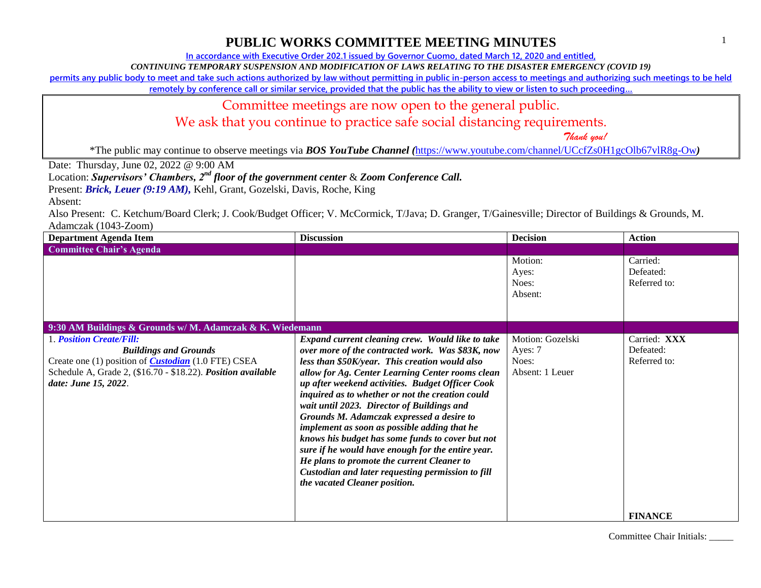# PUBLIC WORKS COMMITTEE MEETING MINUTES

In accordance with Executive Order 202.1 issued by Governor Cuomo, dated March 12, 2020 and entitled,

*CONTINUING TEMPORARY SUSPENSION AND MODIFICATION OF LAWS RELATING TO THE DISASTER EMERGENCY (COVID 19)*

permits any public body to meet and take such actions authorized by law without permitting in public in-person access to meetings and authorizing such meetings to be held remotely by conference call or similar service, provided that the public has the ability to view or listen to such proceeding…

Committee meetings are now open to the general public.

We ask that you continue to practice safe social distancing requirements.

*Thank you!*

*The public may continue to observe meetings via ***BOS YouTube Channel (***https://www.youtube.com/channel/UCcfZs0H1gcOlb67vlR8g-Ow***)***

Date: Thursday, June 02, 2022 @ 9:00 AM

Location: ***Supervisors' Chambers, 2nd floor of the government center*** & ***Zoom Conference Call.***

Present: ***Brick, Leuer (9:19 AM),*** Kehl, Grant, Gozelski, Davis, Roche, King

Absent:

Also Present: C. Ketchum/Board Clerk; J. Cook/Budget Officer; V. McCormick, T/Java; D. Granger, T/Gainesville; Director of Buildings & Grounds, M. Adamczak (1043-Zoom)

| Department Agenda Item | Discussion | Decision | Action |
|---|---|---|---|
| **Committee Chair's Agenda** | | | |
| | | Motion:<br>Ayes:<br>Noes:<br>Absent: | Carried:<br>Defeated:<br>Referred to: |
| **9:30 AM Buildings & Grounds w/ M. Adamczak & K. Wiedemann** | | | |
| 1. ***Position Create/Fill:***<br>***Buildings and Grounds***<br>Create one (1) position of ***Custodian*** (1.0 FTE) CSEA Schedule A, Grade 2, ($16.70 - $18.22). ***Position available date: June 15, 2022***. | ***Expand current cleaning crew. Would like to take over more of the contracted work. Was $83K, now less than $50K/year. This creation would also allow for Ag. Center Learning Center rooms clean up after weekend activities. Budget Officer Cook inquired as to whether or not the creation could wait until 2023. Director of Buildings and Grounds M. Adamczak expressed a desire to implement as soon as possible adding that he knows his budget has some funds to cover but not sure if he would have enough for the entire year. He plans to promote the current Cleaner to Custodian and later requesting permission to fill the vacated Cleaner position.*** | Motion: Gozelski<br>Ayes: 7<br>Noes:<br>Absent: 1 Leuer | Carried: **XXX**<br>Defeated:<br>Referred to:<br><br>**FINANCE** |

Committee Chair Initials: _____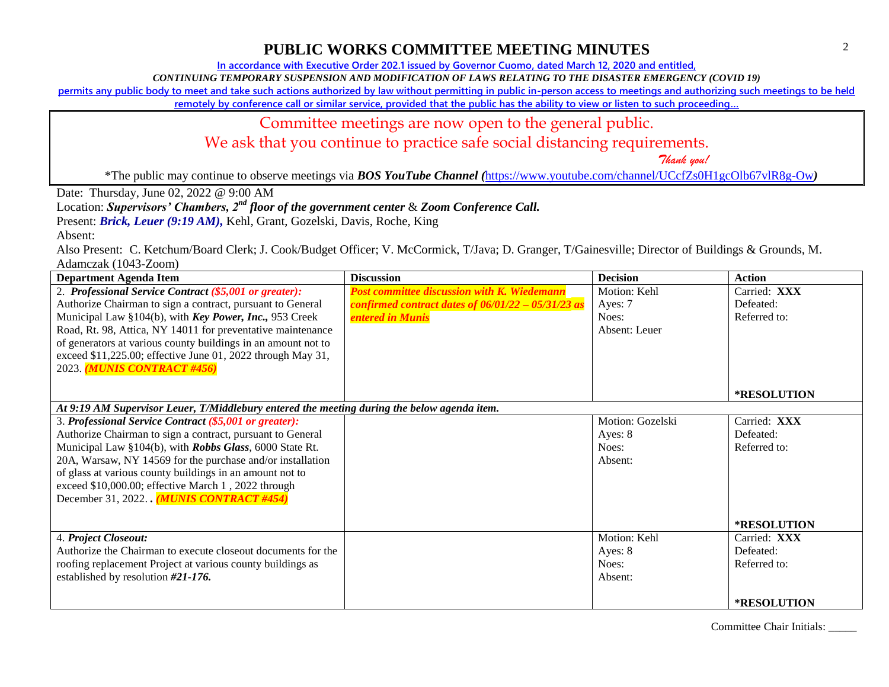# PUBLIC WORKS COMMITTEE MEETING MINUTES

**In accordance with Executive Order 202.1 issued by Governor Cuomo, dated March 12, 2020 and entitled,**

***CONTINUING TEMPORARY SUSPENSION AND MODIFICATION OF LAWS RELATING TO THE DISASTER EMERGENCY (COVID 19)***

**permits any public body to meet and take such actions authorized by law without permitting in public in-person access to meetings and authorizing such meetings to be held remotely by conference call or similar service, provided that the public has the ability to view or listen to such proceeding…**

Committee meetings are now open to the general public.

We ask that you continue to practice safe social distancing requirements.

*Thank you!*

*The public may continue to observe meetings via ***BOS YouTube Channel (***https://www.youtube.com/channel/UCcfZs0H1gcOlb67vlR8g-Ow***)***

Date: Thursday, June 02, 2022 @ 9:00 AM

Location: ***Supervisors' Chambers, 2nd floor of the government center*** & ***Zoom Conference Call.***

Present: ***Brick, Leuer (9:19 AM),*** Kehl, Grant, Gozelski, Davis, Roche, King

Absent:

Also Present: C. Ketchum/Board Clerk; J. Cook/Budget Officer; V. McCormick, T/Java; D. Granger, T/Gainesville; Director of Buildings & Grounds, M. Adamczak (1043-Zoom)

| Department Agenda Item | Discussion | Decision | Action |
|---|---|---|---|
| 2. ***Professional Service Contract*** ***($5,001 or greater):*** Authorize Chairman to sign a contract, pursuant to General Municipal Law §104(b), with ***Key Power, Inc.,*** 953 Creek Road, Rt. 98, Attica, NY 14011 for preventative maintenance of generators at various county buildings in an amount not to exceed $11,225.00; effective June 01, 2022 through May 31, 2023. ***(MUNIS CONTRACT #456)*** | ***Post committee discussion with K. Wiedemann confirmed contract dates of 06/01/22 – 05/31/23 as entered in Munis*** | Motion: Kehl<br>Ayes: 7<br>Noes:<br>Absent: Leuer | Carried: **XXX**<br>Defeated:<br>Referred to:<br><br>**\*RESOLUTION** |
| ***At 9:19 AM Supervisor Leuer, T/Middlebury entered the meeting during the below agenda item.*** | | | |
| 3. ***Professional Service Contract*** ***($5,001 or greater):*** Authorize Chairman to sign a contract, pursuant to General Municipal Law §104(b), with ***Robbs Glass***, 6000 State Rt. 20A, Warsaw, NY 14569 for the purchase and/or installation of glass at various county buildings in an amount not to exceed $10,000.00; effective March 1 , 2022 through December 31, 2022. . ***(MUNIS CONTRACT #454)*** | | Motion: Gozelski<br>Ayes: 8<br>Noes:<br>Absent: | Carried: **XXX**<br>Defeated:<br>Referred to:<br><br>**\*RESOLUTION** |
| 4. ***Project Closeout:*** Authorize the Chairman to execute closeout documents for the roofing replacement Project at various county buildings as established by resolution ***#21-176.*** | | Motion: Kehl<br>Ayes: 8<br>Noes:<br>Absent: | Carried: **XXX**<br>Defeated:<br>Referred to:<br><br>**\*RESOLUTION** |

Committee Chair Initials: _____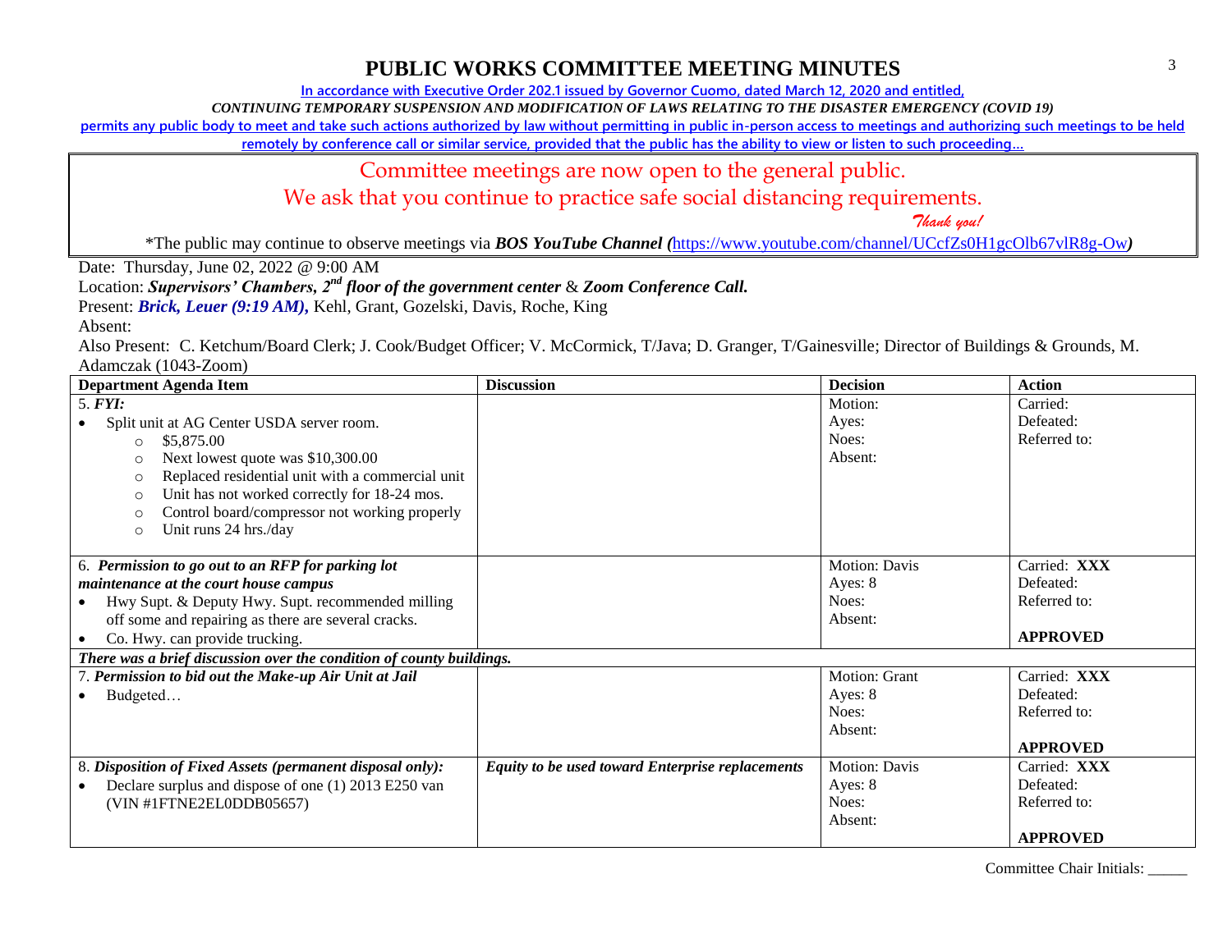# PUBLIC WORKS COMMITTEE MEETING MINUTES

In accordance with Executive Order 202.1 issued by Governor Cuomo, dated March 12, 2020 and entitled,

*CONTINUING TEMPORARY SUSPENSION AND MODIFICATION OF LAWS RELATING TO THE DISASTER EMERGENCY (COVID 19)*

permits any public body to meet and take such actions authorized by law without permitting in public in-person access to meetings and authorizing such meetings to be held remotely by conference call or similar service, provided that the public has the ability to view or listen to such proceeding…

Committee meetings are now open to the general public.

We ask that you continue to practice safe social distancing requirements.

*Thank you!*

*The public may continue to observe meetings via ***BOS YouTube Channel (***https://www.youtube.com/channel/UCcfZs0H1gcOlb67vlR8g-Ow***)**

Date: Thursday, June 02, 2022 @ 9:00 AM

Location: ***Supervisors' Chambers, 2nd floor of the government center*** & ***Zoom Conference Call.***

Present: ***Brick, Leuer (9:19 AM),*** Kehl, Grant, Gozelski, Davis, Roche, King

Absent:

Also Present: C. Ketchum/Board Clerk; J. Cook/Budget Officer; V. McCormick, T/Java; D. Granger, T/Gainesville; Director of Buildings & Grounds, M. Adamczak (1043-Zoom)

| Department Agenda Item | Discussion | Decision | Action |
|---|---|---|---|
| 5. ***FYI:*** <br>• Split unit at AG Center USDA server room. <br>○ $5,875.00 <br>○ Next lowest quote was $10,300.00 <br>○ Replaced residential unit with a commercial unit <br>○ Unit has not worked correctly for 18-24 mos. <br>○ Control board/compressor not working properly <br>○ Unit runs 24 hrs./day | | Motion: <br>Ayes: <br>Noes: <br>Absent: | Carried: <br>Defeated: <br>Referred to: |
| 6. ***Permission to go out to an RFP for parking lot maintenance at the court house campus*** <br>• Hwy Supt. & Deputy Hwy. Supt. recommended milling off some and repairing as there are several cracks. <br>• Co. Hwy. can provide trucking. | | Motion: Davis <br>Ayes: 8 <br>Noes: <br>Absent: | Carried: **XXX** <br>Defeated: <br>Referred to: <br>**APPROVED** |
| ***There was a brief discussion over the condition of county buildings.*** | | | |
| 7. ***Permission to bid out the Make-up Air Unit at Jail*** <br>• Budgeted… | | Motion: Grant <br>Ayes: 8 <br>Noes: <br>Absent: | Carried: **XXX** <br>Defeated: <br>Referred to: <br>**APPROVED** |
| 8. ***Disposition of Fixed Assets (permanent disposal only):*** <br>• Declare surplus and dispose of one (1) 2013 E250 van (VIN #1FTNE2EL0DDB05657) | ***Equity to be used toward Enterprise replacements*** | Motion: Davis <br>Ayes: 8 <br>Noes: <br>Absent: | Carried: **XXX** <br>Defeated: <br>Referred to: <br>**APPROVED** |

Committee Chair Initials: _____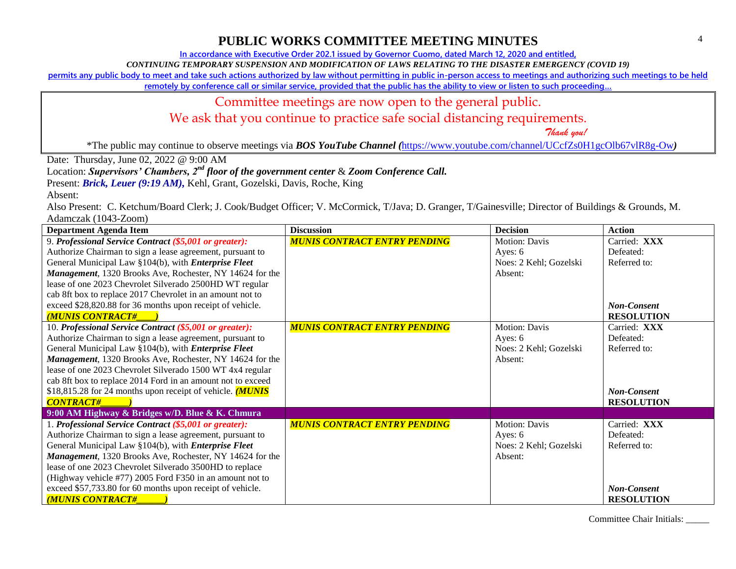# PUBLIC WORKS COMMITTEE MEETING MINUTES

In accordance with Executive Order 202.1 issued by Governor Cuomo, dated March 12, 2020 and entitled,
*CONTINUING TEMPORARY SUSPENSION AND MODIFICATION OF LAWS RELATING TO THE DISASTER EMERGENCY (COVID 19)*
permits any public body to meet and take such actions authorized by law without permitting in public in-person access to meetings and authorizing such meetings to be held remotely by conference call or similar service, provided that the public has the ability to view or listen to such proceeding…

Committee meetings are now open to the general public.
We ask that you continue to practice safe social distancing requirements.
*Thank you!*

*The public may continue to observe meetings via ***BOS YouTube Channel (***https://www.youtube.com/channel/UCcfZs0H1gcOlb67vlR8g-Ow***)***

Date: Thursday, June 02, 2022 @ 9:00 AM
Location: ***Supervisors' Chambers, 2nd floor of the government center*** & ***Zoom Conference Call.***
Present: ***Brick, Leuer (9:19 AM),*** Kehl, Grant, Gozelski, Davis, Roche, King
Absent:
Also Present: C. Ketchum/Board Clerk; J. Cook/Budget Officer; V. McCormick, T/Java; D. Granger, T/Gainesville; Director of Buildings & Grounds, M. Adamczak (1043-Zoom)

| Department Agenda Item | Discussion | Decision | Action |
|---|---|---|---|
| 9. ***Professional Service Contract*** ***($5,001 or greater):*** Authorize Chairman to sign a lease agreement, pursuant to General Municipal Law §104(b), with ***Enterprise Fleet Management***, 1320 Brooks Ave, Rochester, NY 14624 for the lease of one 2023 Chevrolet Silverado 2500HD WT regular cab 8ft box to replace 2017 Chevrolet in an amount not to exceed $28,820.88 for 36 months upon receipt of vehicle. ***(MUNIS CONTRACT#____)*** | ***MUNIS CONTRACT ENTRY PENDING*** | Motion: Davis<br>Ayes: 6<br>Noes: 2 Kehl; Gozelski<br>Absent: | Carried: **XXX**<br>Defeated:<br>Referred to:<br>***Non-Consent***<br>**RESOLUTION** |
| 10. ***Professional Service Contract*** ***($5,001 or greater):*** Authorize Chairman to sign a lease agreement, pursuant to General Municipal Law §104(b), with ***Enterprise Fleet Management***, 1320 Brooks Ave, Rochester, NY 14624 for the lease of one 2023 Chevrolet Silverado 1500 WT 4x4 regular cab 8ft box to replace 2014 Ford in an amount not to exceed $18,815.28 for 24 months upon receipt of vehicle. ***(MUNIS CONTRACT#______)*** | ***MUNIS CONTRACT ENTRY PENDING*** | Motion: Davis<br>Ayes: 6<br>Noes: 2 Kehl; Gozelski<br>Absent: | Carried: **XXX**<br>Defeated:<br>Referred to:<br>***Non-Consent***<br>**RESOLUTION** |
| **9:00 AM Highway & Bridges w/D. Blue & K. Chmura** | | | |
| 1. ***Professional Service Contract*** ***($5,001 or greater):*** Authorize Chairman to sign a lease agreement, pursuant to General Municipal Law §104(b), with ***Enterprise Fleet Management***, 1320 Brooks Ave, Rochester, NY 14624 for the lease of one 2023 Chevrolet Silverado 3500HD to replace (Highway vehicle #77) 2005 Ford F350 in an amount not to exceed $57,733.80 for 60 months upon receipt of vehicle. ***(MUNIS CONTRACT#______)*** | ***MUNIS CONTRACT ENTRY PENDING*** | Motion: Davis<br>Ayes: 6<br>Noes: 2 Kehl; Gozelski<br>Absent: | Carried: **XXX**<br>Defeated:<br>Referred to:<br>***Non-Consent***<br>**RESOLUTION** |

Committee Chair Initials: _____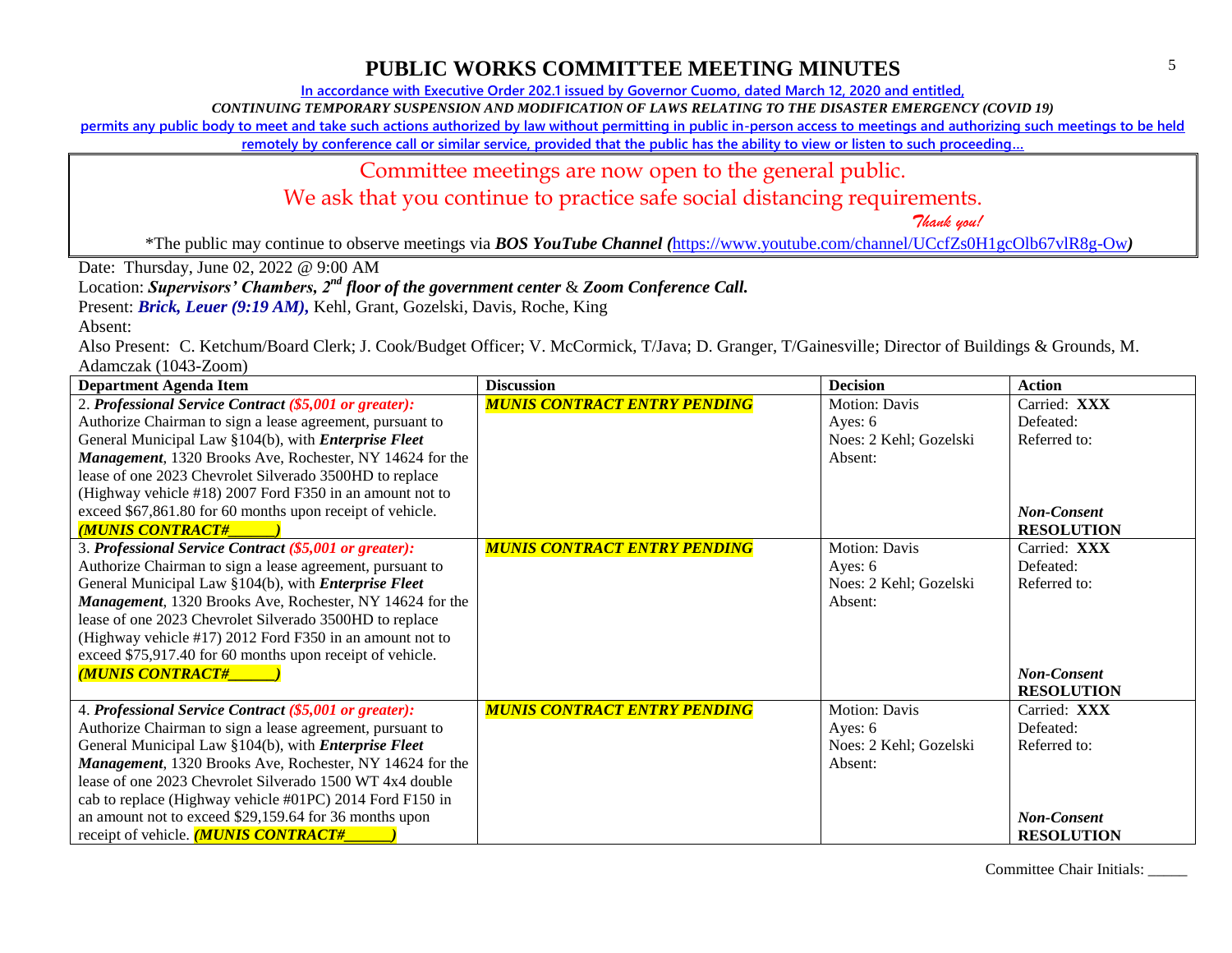# PUBLIC WORKS COMMITTEE MEETING MINUTES

**In accordance with Executive Order 202.1 issued by Governor Cuomo, dated March 12, 2020 and entitled,**

***CONTINUING TEMPORARY SUSPENSION AND MODIFICATION OF LAWS RELATING TO THE DISASTER EMERGENCY (COVID 19)***

**permits any public body to meet and take such actions authorized by law without permitting in public in-person access to meetings and authorizing such meetings to be held remotely by conference call or similar service, provided that the public has the ability to view or listen to such proceeding…**

Committee meetings are now open to the general public.

We ask that you continue to practice safe social distancing requirements.

*Thank you!*

*The public may continue to observe meetings via ***BOS YouTube Channel (***https://www.youtube.com/channel/UCcfZs0H1gcOlb67vlR8g-Ow***)***

Date: Thursday, June 02, 2022 @ 9:00 AM

Location: ***Supervisors' Chambers, 2nd floor of the government center*** & ***Zoom Conference Call.***

Present: ***Brick, Leuer (9:19 AM),*** Kehl, Grant, Gozelski, Davis, Roche, King

Absent:

Also Present: C. Ketchum/Board Clerk; J. Cook/Budget Officer; V. McCormick, T/Java; D. Granger, T/Gainesville; Director of Buildings & Grounds, M. Adamczak (1043-Zoom)

| Department Agenda Item | Discussion | Decision | Action |
|---|---|---|---|
| 2. ***Professional Service Contract (\$5,001 or greater):*** Authorize Chairman to sign a lease agreement, pursuant to General Municipal Law §104(b), with ***Enterprise Fleet Management***, 1320 Brooks Ave, Rochester, NY 14624 for the lease of one 2023 Chevrolet Silverado 3500HD to replace (Highway vehicle #18) 2007 Ford F350 in an amount not to exceed \$67,861.80 for 60 months upon receipt of vehicle. ***(MUNIS CONTRACT#\_\_\_\_\_\_)*** | ***MUNIS CONTRACT ENTRY PENDING*** | Motion: Davis<br>Ayes: 6<br>Noes: 2 Kehl; Gozelski<br>Absent: | Carried: **XXX**<br>Defeated:<br>Referred to:<br>***Non-Consent***<br>**RESOLUTION** |
| 3. ***Professional Service Contract (\$5,001 or greater):*** Authorize Chairman to sign a lease agreement, pursuant to General Municipal Law §104(b), with ***Enterprise Fleet Management***, 1320 Brooks Ave, Rochester, NY 14624 for the lease of one 2023 Chevrolet Silverado 3500HD to replace (Highway vehicle #17) 2012 Ford F350 in an amount not to exceed \$75,917.40 for 60 months upon receipt of vehicle. ***(MUNIS CONTRACT#\_\_\_\_\_\_)*** | ***MUNIS CONTRACT ENTRY PENDING*** | Motion: Davis<br>Ayes: 6<br>Noes: 2 Kehl; Gozelski<br>Absent: | Carried: **XXX**<br>Defeated:<br>Referred to:<br>***Non-Consent***<br>**RESOLUTION** |
| 4. ***Professional Service Contract (\$5,001 or greater):*** Authorize Chairman to sign a lease agreement, pursuant to General Municipal Law §104(b), with ***Enterprise Fleet Management***, 1320 Brooks Ave, Rochester, NY 14624 for the lease of one 2023 Chevrolet Silverado 1500 WT 4x4 double cab to replace (Highway vehicle #01PC) 2014 Ford F150 in an amount not to exceed \$29,159.64 for 36 months upon receipt of vehicle. ***(MUNIS CONTRACT#\_\_\_\_\_\_)*** | ***MUNIS CONTRACT ENTRY PENDING*** | Motion: Davis<br>Ayes: 6<br>Noes: 2 Kehl; Gozelski<br>Absent: | Carried: **XXX**<br>Defeated:<br>Referred to:<br>***Non-Consent***<br>**RESOLUTION** |

Committee Chair Initials: \_\_\_\_\_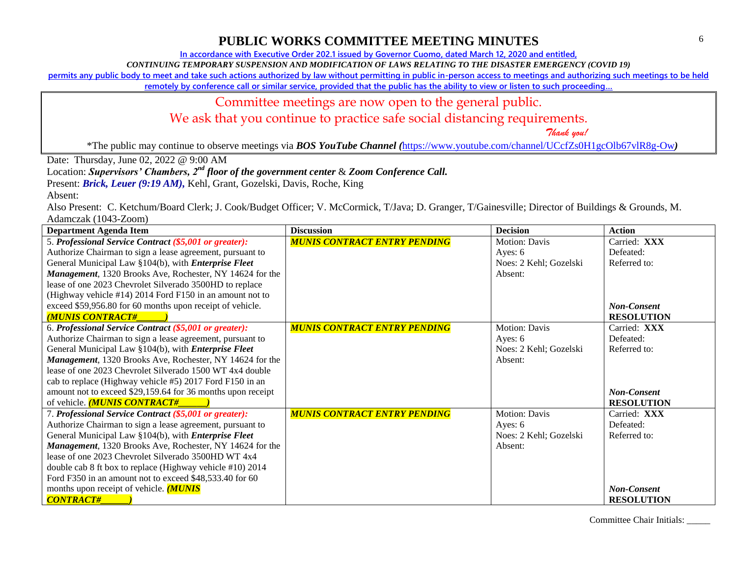# PUBLIC WORKS COMMITTEE MEETING MINUTES

In accordance with Executive Order 202.1 issued by Governor Cuomo, dated March 12, 2020 and entitled,

*CONTINUING TEMPORARY SUSPENSION AND MODIFICATION OF LAWS RELATING TO THE DISASTER EMERGENCY (COVID 19)*

permits any public body to meet and take such actions authorized by law without permitting in public in-person access to meetings and authorizing such meetings to be held remotely by conference call or similar service, provided that the public has the ability to view or listen to such proceeding…

Committee meetings are now open to the general public.

We ask that you continue to practice safe social distancing requirements.

*Thank you!*

*The public may continue to observe meetings via ***BOS YouTube Channel (***https://www.youtube.com/channel/UCcfZs0H1gcOlb67vlR8g-Ow***)***

Date: Thursday, June 02, 2022 @ 9:00 AM

Location: ***Supervisors' Chambers, 2nd floor of the government center*** & ***Zoom Conference Call.***

Present: ***Brick, Leuer (9:19 AM),*** Kehl, Grant, Gozelski, Davis, Roche, King

Absent:

Also Present: C. Ketchum/Board Clerk; J. Cook/Budget Officer; V. McCormick, T/Java; D. Granger, T/Gainesville; Director of Buildings & Grounds, M. Adamczak (1043-Zoom)

| Department Agenda Item | Discussion | Decision | Action |
|---|---|---|---|
| 5. ***Professional Service Contract (\$5,001 or greater):*** Authorize Chairman to sign a lease agreement, pursuant to General Municipal Law §104(b), with ***Enterprise Fleet Management***, 1320 Brooks Ave, Rochester, NY 14624 for the lease of one 2023 Chevrolet Silverado 3500HD to replace (Highway vehicle #14) 2014 Ford F150 in an amount not to exceed \$59,956.80 for 60 months upon receipt of vehicle. ***(MUNIS CONTRACT#______)*** | ***MUNIS CONTRACT ENTRY PENDING*** | Motion: Davis<br>Ayes: 6<br>Noes: 2 Kehl; Gozelski<br>Absent: | Carried: **XXX**<br>Defeated:<br>Referred to:<br><br>***Non-Consent*** **RESOLUTION** |
| 6. ***Professional Service Contract (\$5,001 or greater):*** Authorize Chairman to sign a lease agreement, pursuant to General Municipal Law §104(b), with ***Enterprise Fleet Management***, 1320 Brooks Ave, Rochester, NY 14624 for the lease of one 2023 Chevrolet Silverado 1500 WT 4x4 double cab to replace (Highway vehicle #5) 2017 Ford F150 in an amount not to exceed \$29,159.64 for 36 months upon receipt of vehicle. ***(MUNIS CONTRACT#______)*** | ***MUNIS CONTRACT ENTRY PENDING*** | Motion: Davis<br>Ayes: 6<br>Noes: 2 Kehl; Gozelski<br>Absent: | Carried: **XXX**<br>Defeated:<br>Referred to:<br><br>***Non-Consent*** **RESOLUTION** |
| 7. ***Professional Service Contract (\$5,001 or greater):*** Authorize Chairman to sign a lease agreement, pursuant to General Municipal Law §104(b), with ***Enterprise Fleet Management***, 1320 Brooks Ave, Rochester, NY 14624 for the lease of one 2023 Chevrolet Silverado 3500HD WT 4x4 double cab 8 ft box to replace (Highway vehicle #10) 2014 Ford F350 in an amount not to exceed \$48,533.40 for 60 months upon receipt of vehicle. ***(MUNIS CONTRACT#______)*** | ***MUNIS CONTRACT ENTRY PENDING*** | Motion: Davis<br>Ayes: 6<br>Noes: 2 Kehl; Gozelski<br>Absent: | Carried: **XXX**<br>Defeated:<br>Referred to:<br><br>***Non-Consent*** **RESOLUTION** |

Committee Chair Initials: _____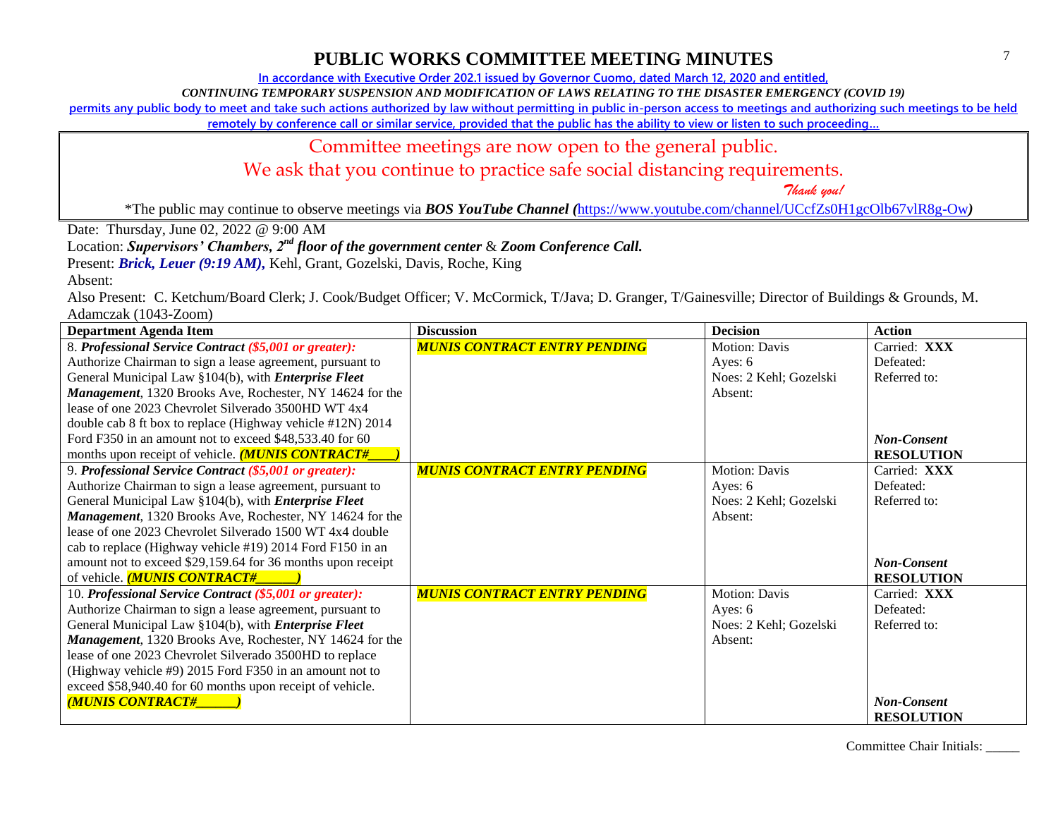# PUBLIC WORKS COMMITTEE MEETING MINUTES

In accordance with Executive Order 202.1 issued by Governor Cuomo, dated March 12, 2020 and entitled,

*CONTINUING TEMPORARY SUSPENSION AND MODIFICATION OF LAWS RELATING TO THE DISASTER EMERGENCY (COVID 19)*

permits any public body to meet and take such actions authorized by law without permitting in public in-person access to meetings and authorizing such meetings to be held remotely by conference call or similar service, provided that the public has the ability to view or listen to such proceeding…

Committee meetings are now open to the general public.

We ask that you continue to practice safe social distancing requirements.

*Thank you!*

*The public may continue to observe meetings via ***BOS YouTube Channel (***https://www.youtube.com/channel/UCcfZs0H1gcOlb67vlR8g-Ow***)***

Date: Thursday, June 02, 2022 @ 9:00 AM

Location: ***Supervisors' Chambers, 2nd floor of the government center*** & ***Zoom Conference Call.***

Present: ***Brick, Leuer (9:19 AM),*** Kehl, Grant, Gozelski, Davis, Roche, King

Absent:

Also Present: C. Ketchum/Board Clerk; J. Cook/Budget Officer; V. McCormick, T/Java; D. Granger, T/Gainesville; Director of Buildings & Grounds, M. Adamczak (1043-Zoom)

| Department Agenda Item | Discussion | Decision | Action |
|---|---|---|---|
| 8. ***Professional Service Contract (\$5,001 or greater):*** Authorize Chairman to sign a lease agreement, pursuant to General Municipal Law §104(b), with ***Enterprise Fleet Management***, 1320 Brooks Ave, Rochester, NY 14624 for the lease of one 2023 Chevrolet Silverado 3500HD WT 4x4 double cab 8 ft box to replace (Highway vehicle #12N) 2014 Ford F350 in an amount not to exceed \$48,533.40 for 60 months upon receipt of vehicle. ***(MUNIS CONTRACT#____)*** | ***MUNIS CONTRACT ENTRY PENDING*** | Motion: Davis<br>Ayes: 6<br>Noes: 2 Kehl; Gozelski<br>Absent: | Carried: **XXX**<br>Defeated:<br>Referred to:<br><br>***Non-Consent*** **RESOLUTION** |
| 9. ***Professional Service Contract (\$5,001 or greater):*** Authorize Chairman to sign a lease agreement, pursuant to General Municipal Law §104(b), with ***Enterprise Fleet Management***, 1320 Brooks Ave, Rochester, NY 14624 for the lease of one 2023 Chevrolet Silverado 1500 WT 4x4 double cab to replace (Highway vehicle #19) 2014 Ford F150 in an amount not to exceed \$29,159.64 for 36 months upon receipt of vehicle. ***(MUNIS CONTRACT#______)*** | ***MUNIS CONTRACT ENTRY PENDING*** | Motion: Davis<br>Ayes: 6<br>Noes: 2 Kehl; Gozelski<br>Absent: | Carried: **XXX**<br>Defeated:<br>Referred to:<br><br>***Non-Consent*** **RESOLUTION** |
| 10. ***Professional Service Contract (\$5,001 or greater):*** Authorize Chairman to sign a lease agreement, pursuant to General Municipal Law §104(b), with ***Enterprise Fleet Management***, 1320 Brooks Ave, Rochester, NY 14624 for the lease of one 2023 Chevrolet Silverado 3500HD to replace (Highway vehicle #9) 2015 Ford F350 in an amount not to exceed \$58,940.40 for 60 months upon receipt of vehicle. ***(MUNIS CONTRACT#______)*** | ***MUNIS CONTRACT ENTRY PENDING*** | Motion: Davis<br>Ayes: 6<br>Noes: 2 Kehl; Gozelski<br>Absent: | Carried: **XXX**<br>Defeated:<br>Referred to:<br><br>***Non-Consent*** **RESOLUTION** |

Committee Chair Initials: _____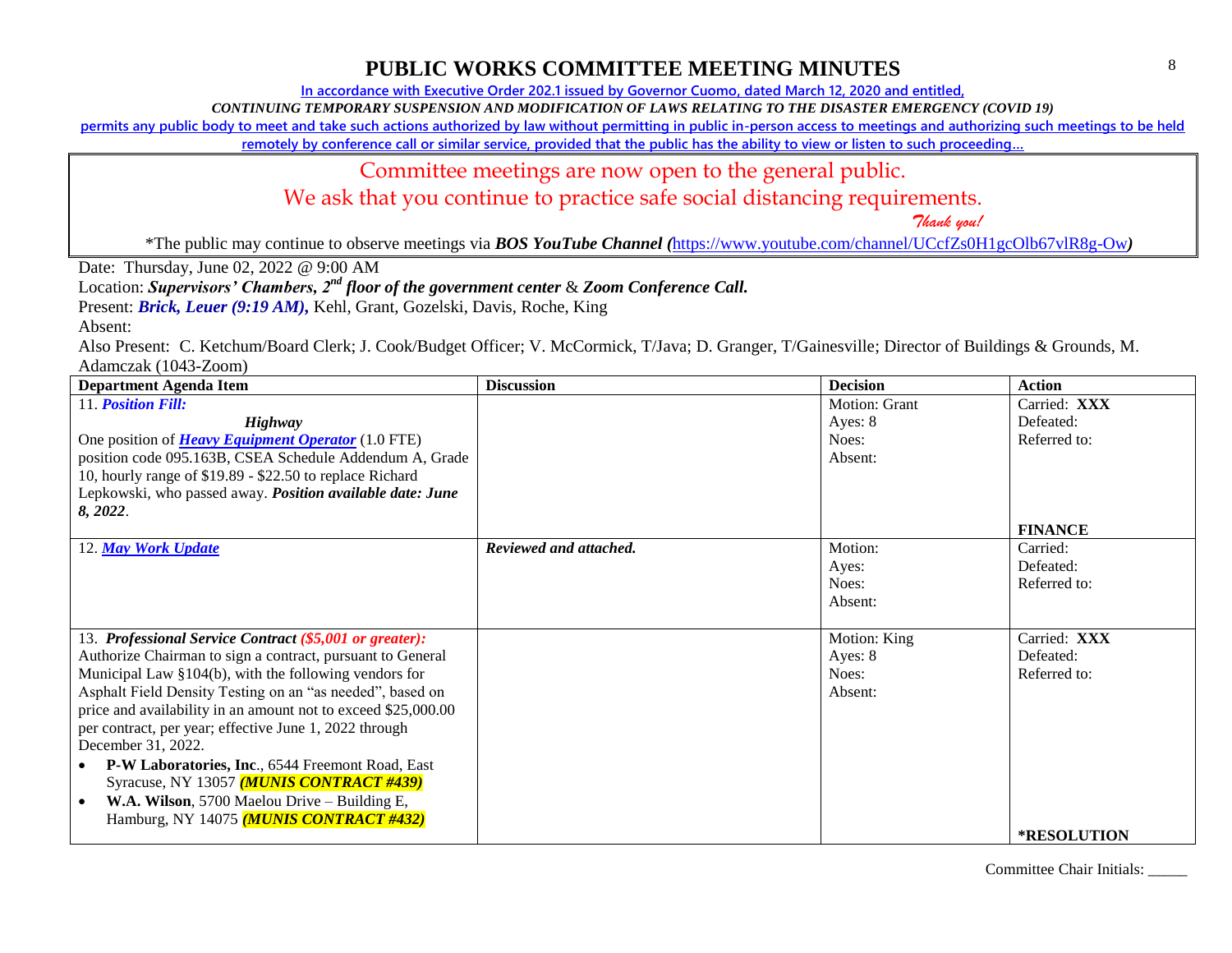# PUBLIC WORKS COMMITTEE MEETING MINUTES

In accordance with Executive Order 202.1 issued by Governor Cuomo, dated March 12, 2020 and entitled,

*CONTINUING TEMPORARY SUSPENSION AND MODIFICATION OF LAWS RELATING TO THE DISASTER EMERGENCY (COVID 19)*

permits any public body to meet and take such actions authorized by law without permitting in public in-person access to meetings and authorizing such meetings to be held remotely by conference call or similar service, provided that the public has the ability to view or listen to such proceeding…

Committee meetings are now open to the general public.

We ask that you continue to practice safe social distancing requirements.

*Thank you!*

*The public may continue to observe meetings via ***BOS YouTube Channel*** *(*https://www.youtube.com/channel/UCcfZs0H1gcOlb67vlR8g-Ow*)*

Date: Thursday, June 02, 2022 @ 9:00 AM

Location: ***Supervisors' Chambers, 2nd floor of the government center*** & ***Zoom Conference Call.***

Present: ***Brick, Leuer (9:19 AM),*** Kehl, Grant, Gozelski, Davis, Roche, King

Absent:

Also Present: C. Ketchum/Board Clerk; J. Cook/Budget Officer; V. McCormick, T/Java; D. Granger, T/Gainesville; Director of Buildings & Grounds, M. Adamczak (1043-Zoom)

| Department Agenda Item | Discussion | Decision | Action |
|---|---|---|---|
| 11. ***Position Fill:*** ***Highway*** One position of ***Heavy Equipment Operator*** (1.0 FTE) position code 095.163B, CSEA Schedule Addendum A, Grade 10, hourly range of $19.89 - $22.50 to replace Richard Lepkowski, who passed away. ***Position available date: June 8, 2022***. | | Motion: Grant<br>Ayes: 8<br>Noes:<br>Absent: | Carried: **XXX**<br>Defeated:<br>Referred to:<br>**FINANCE** |
| 12. ***May Work Update*** | ***Reviewed and attached.*** | Motion:<br>Ayes:<br>Noes:<br>Absent: | Carried:<br>Defeated:<br>Referred to: |
| 13. ***Professional Service Contract ($5,001 or greater):*** Authorize Chairman to sign a contract, pursuant to General Municipal Law §104(b), with the following vendors for Asphalt Field Density Testing on an "as needed", based on price and availability in an amount not to exceed $25,000.00 per contract, per year; effective June 1, 2022 through December 31, 2022.<br>• **P-W Laboratories, Inc**., 6544 Freemont Road, East Syracuse, NY 13057 ***(MUNIS CONTRACT #439)***<br>• **W.A. Wilson**, 5700 Maelou Drive – Building E, Hamburg, NY 14075 ***(MUNIS CONTRACT #432)*** | | Motion: King<br>Ayes: 8<br>Noes:<br>Absent: | Carried: **XXX**<br>Defeated:<br>Referred to:<br>***RESOLUTION** |

Committee Chair Initials: _____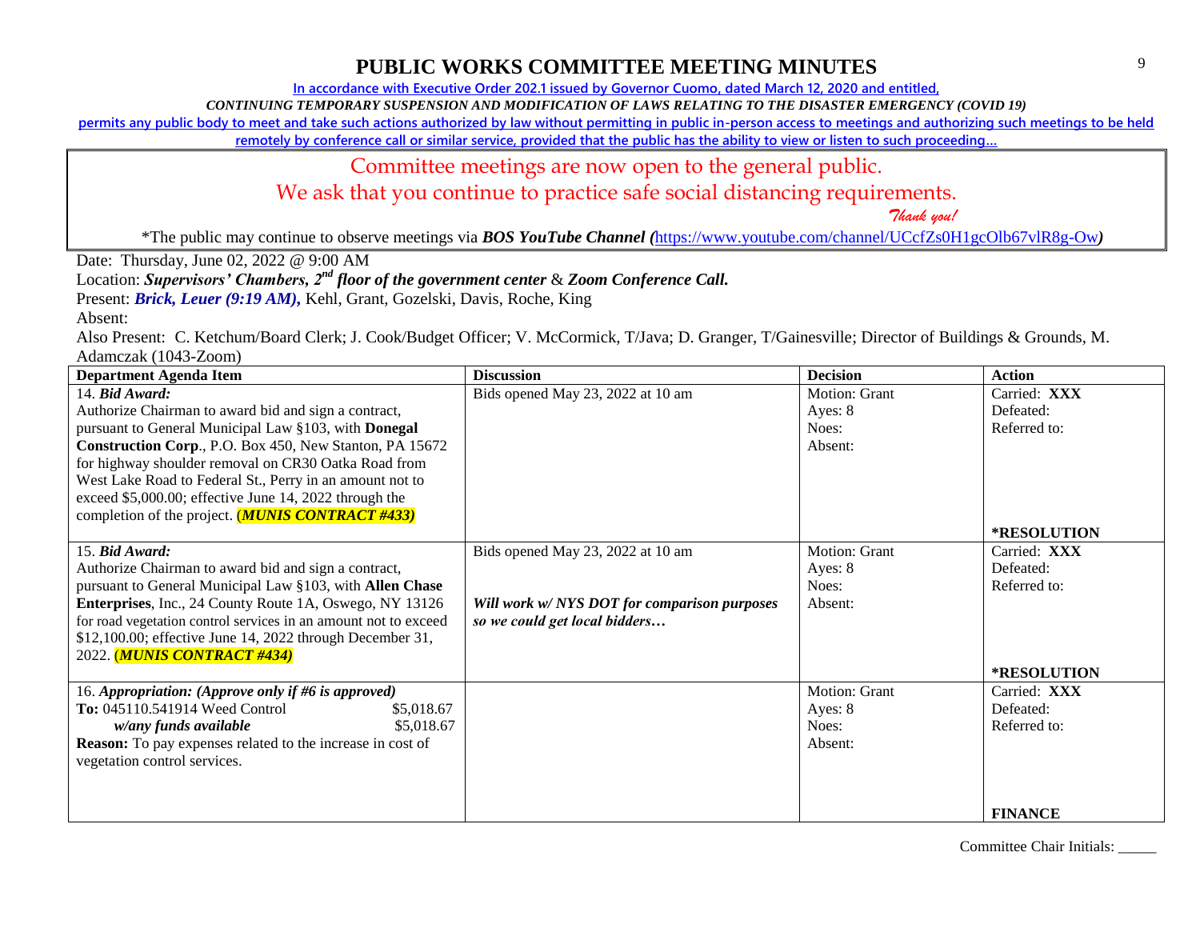# PUBLIC WORKS COMMITTEE MEETING MINUTES

In accordance with Executive Order 202.1 issued by Governor Cuomo, dated March 12, 2020 and entitled,

*CONTINUING TEMPORARY SUSPENSION AND MODIFICATION OF LAWS RELATING TO THE DISASTER EMERGENCY (COVID 19)*

permits any public body to meet and take such actions authorized by law without permitting in public in-person access to meetings and authorizing such meetings to be held remotely by conference call or similar service, provided that the public has the ability to view or listen to such proceeding…

Committee meetings are now open to the general public.

We ask that you continue to practice safe social distancing requirements.

*Thank you!*

*The public may continue to observe meetings via ***BOS YouTube Channel*** *(*https://www.youtube.com/channel/UCcfZs0H1gcOlb67vlR8g-Ow*)*

Date: Thursday, June 02, 2022 @ 9:00 AM

Location: ***Supervisors' Chambers, 2nd floor of the government center*** & ***Zoom Conference Call.***

Present: ***Brick, Leuer (9:19 AM),*** Kehl, Grant, Gozelski, Davis, Roche, King

Absent:

Also Present: C. Ketchum/Board Clerk; J. Cook/Budget Officer; V. McCormick, T/Java; D. Granger, T/Gainesville; Director of Buildings & Grounds, M. Adamczak (1043-Zoom)

| Department Agenda Item | Discussion | Decision | Action |
|---|---|---|---|
| 14. ***Bid Award:*** Authorize Chairman to award bid and sign a contract, pursuant to General Municipal Law §103, with **Donegal Construction Corp**., P.O. Box 450, New Stanton, PA 15672 for highway shoulder removal on CR30 Oatka Road from West Lake Road to Federal St., Perry in an amount not to exceed $5,000.00; effective June 14, 2022 through the completion of the project. (***MUNIS CONTRACT #433)*** | Bids opened May 23, 2022 at 10 am | Motion: Grant<br>Ayes: 8<br>Noes:<br>Absent: | Carried: **XXX**<br>Defeated:<br>Referred to:<br><br>**\*RESOLUTION** |
| 15. ***Bid Award:*** Authorize Chairman to award bid and sign a contract, pursuant to General Municipal Law §103, with **Allen Chase Enterprises**, Inc., 24 County Route 1A, Oswego, NY 13126 for road vegetation control services in an amount not to exceed $12,100.00; effective June 14, 2022 through December 31, 2022. (***MUNIS CONTRACT #434)*** | Bids opened May 23, 2022 at 10 am<br><br>***Will work w/ NYS DOT for comparison purposes so we could get local bidders…*** | Motion: Grant<br>Ayes: 8<br>Noes:<br>Absent: | Carried: **XXX**<br>Defeated:<br>Referred to:<br><br>**\*RESOLUTION** |
| 16. ***Appropriation: (Approve only if #6 is approved)***<br>**To:** 045110.541914 Weed Control $5,018.67<br>***w/any funds available*** $5,018.67<br>**Reason:** To pay expenses related to the increase in cost of vegetation control services. | | Motion: Grant<br>Ayes: 8<br>Noes:<br>Absent: | Carried: **XXX**<br>Defeated:<br>Referred to:<br><br>**FINANCE** |

Committee Chair Initials: _____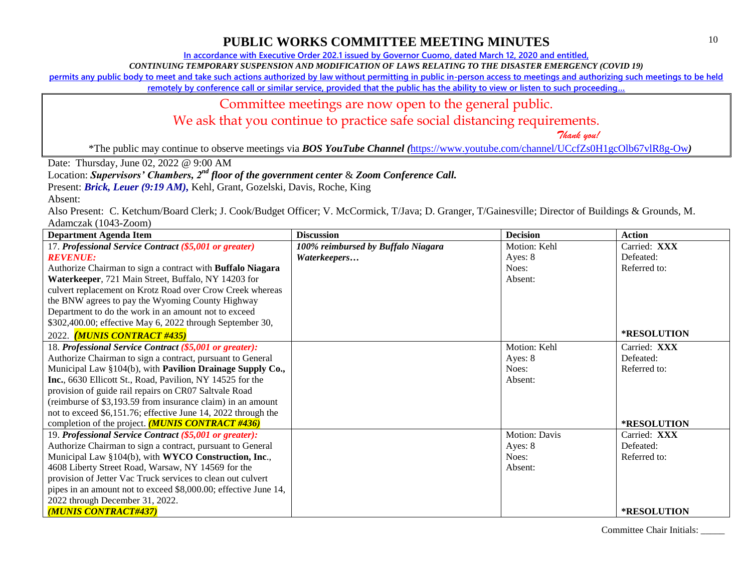# PUBLIC WORKS COMMITTEE MEETING MINUTES

In accordance with Executive Order 202.1 issued by Governor Cuomo, dated March 12, 2020 and entitled,

*CONTINUING TEMPORARY SUSPENSION AND MODIFICATION OF LAWS RELATING TO THE DISASTER EMERGENCY (COVID 19)*

permits any public body to meet and take such actions authorized by law without permitting in public in-person access to meetings and authorizing such meetings to be held remotely by conference call or similar service, provided that the public has the ability to view or listen to such proceeding…

Committee meetings are now open to the general public.

We ask that you continue to practice safe social distancing requirements.

*Thank you!*

*The public may continue to observe meetings via ***BOS YouTube Channel (***https://www.youtube.com/channel/UCcfZs0H1gcOlb67vlR8g-Ow***)***

Date: Thursday, June 02, 2022 @ 9:00 AM

Location: ***Supervisors' Chambers, 2nd floor of the government center*** & ***Zoom Conference Call.***

Present: ***Brick, Leuer (9:19 AM),*** Kehl, Grant, Gozelski, Davis, Roche, King

Absent:

Also Present: C. Ketchum/Board Clerk; J. Cook/Budget Officer; V. McCormick, T/Java; D. Granger, T/Gainesville; Director of Buildings & Grounds, M. Adamczak (1043-Zoom)

| Department Agenda Item | Discussion | Decision | Action |
|---|---|---|---|
| 17. ***Professional Service Contract (\$5,001 or greater)*** ***REVENUE:*** Authorize Chairman to sign a contract with **Buffalo Niagara Waterkeeper**, 721 Main Street, Buffalo, NY 14203 for culvert replacement on Krotz Road over Crow Creek whereas the BNW agrees to pay the Wyoming County Highway Department to do the work in an amount not to exceed \$302,400.00; effective May 6, 2022 through September 30, 2022. ***(MUNIS CONTRACT #435)*** | ***100% reimbursed by Buffalo Niagara Waterkeepers…*** | Motion: Kehl<br>Ayes: 8<br>Noes:<br>Absent: | Carried: **XXX**<br>Defeated:<br>Referred to:<br>**\*RESOLUTION** |
| 18. ***Professional Service Contract (\$5,001 or greater):*** Authorize Chairman to sign a contract, pursuant to General Municipal Law §104(b), with **Pavilion Drainage Supply Co., Inc.**, 6630 Ellicott St., Road, Pavilion, NY 14525 for the provision of guide rail repairs on CR07 Saltvale Road (reimburse of \$3,193.59 from insurance claim) in an amount not to exceed \$6,151.76; effective June 14, 2022 through the completion of the project. ***(MUNIS CONTRACT #436)*** | | Motion: Kehl<br>Ayes: 8<br>Noes:<br>Absent: | Carried: **XXX**<br>Defeated:<br>Referred to:<br>**\*RESOLUTION** |
| 19. ***Professional Service Contract (\$5,001 or greater):*** Authorize Chairman to sign a contract, pursuant to General Municipal Law §104(b), with **WYCO Construction, Inc**., 4608 Liberty Street Road, Warsaw, NY 14569 for the provision of Jetter Vac Truck services to clean out culvert pipes in an amount not to exceed \$8,000.00; effective June 14, 2022 through December 31, 2022. ***(MUNIS CONTRACT#437)*** | | Motion: Davis<br>Ayes: 8<br>Noes:<br>Absent: | Carried: **XXX**<br>Defeated:<br>Referred to:<br>**\*RESOLUTION** |

Committee Chair Initials: _____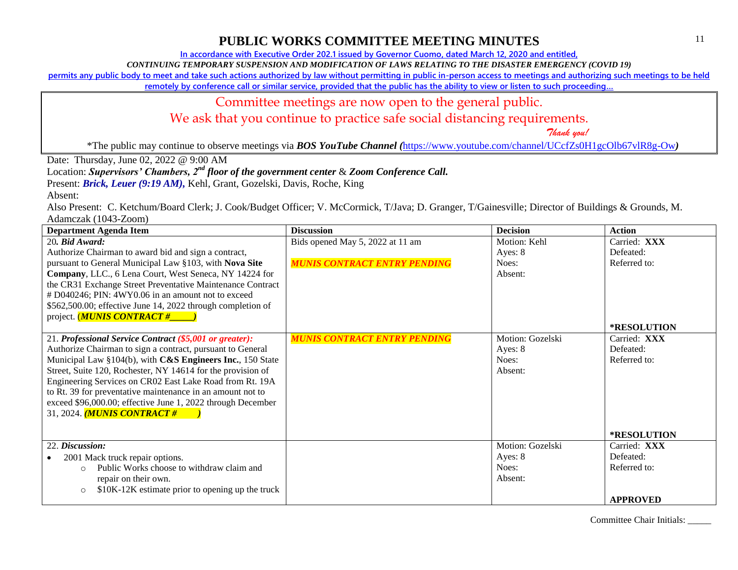# PUBLIC WORKS COMMITTEE MEETING MINUTES

In accordance with Executive Order 202.1 issued by Governor Cuomo, dated March 12, 2020 and entitled,

*CONTINUING TEMPORARY SUSPENSION AND MODIFICATION OF LAWS RELATING TO THE DISASTER EMERGENCY (COVID 19)*

permits any public body to meet and take such actions authorized by law without permitting in public in-person access to meetings and authorizing such meetings to be held remotely by conference call or similar service, provided that the public has the ability to view or listen to such proceeding…

Committee meetings are now open to the general public.

We ask that you continue to practice safe social distancing requirements.

*Thank you!*

*The public may continue to observe meetings via ***BOS YouTube Channel (***https://www.youtube.com/channel/UCcfZs0H1gcOlb67vlR8g-Ow***)***

Date: Thursday, June 02, 2022 @ 9:00 AM

Location: ***Supervisors' Chambers, 2nd floor of the government center*** & ***Zoom Conference Call.***

Present: ***Brick, Leuer (9:19 AM),*** Kehl, Grant, Gozelski, Davis, Roche, King

Absent:

Also Present: C. Ketchum/Board Clerk; J. Cook/Budget Officer; V. McCormick, T/Java; D. Granger, T/Gainesville; Director of Buildings & Grounds, M. Adamczak (1043-Zoom)

| Department Agenda Item | Discussion | Decision | Action |
|---|---|---|---|
| 20. ***Bid Award:*** Authorize Chairman to award bid and sign a contract, pursuant to General Municipal Law §103, with **Nova Site Company**, LLC., 6 Lena Court, West Seneca, NY 14224 for the CR31 Exchange Street Preventative Maintenance Contract # D040246; PIN: 4WY0.06 in an amount not to exceed $562,500.00; effective June 14, 2022 through completion of project. (***MUNIS CONTRACT #_____)*** | Bids opened May 5, 2022 at 11 am<br><br>***MUNIS CONTRACT ENTRY PENDING*** | Motion: Kehl<br>Ayes: 8<br>Noes:<br>Absent: | Carried: **XXX**<br>Defeated:<br>Referred to:<br><br>**\*RESOLUTION** |
| 21. ***Professional Service Contract ($5,001 or greater):*** Authorize Chairman to sign a contract, pursuant to General Municipal Law §104(b), with **C&S Engineers Inc.**, 150 State Street, Suite 120, Rochester, NY 14614 for the provision of Engineering Services on CR02 East Lake Road from Rt. 19A to Rt. 39 for preventative maintenance in an amount not to exceed $96,000.00; effective June 1, 2022 through December 31, 2024. ***(MUNIS CONTRACT # )*** | ***MUNIS CONTRACT ENTRY PENDING*** | Motion: Gozelski<br>Ayes: 8<br>Noes:<br>Absent: | Carried: **XXX**<br>Defeated:<br>Referred to:<br><br>**\*RESOLUTION** |
| 22. ***Discussion:***<br>• 2001 Mack truck repair options.<br>  ○ Public Works choose to withdraw claim and repair on their own.<br>  ○ $10K-12K estimate prior to opening up the truck | | Motion: Gozelski<br>Ayes: 8<br>Noes:<br>Absent: | Carried: **XXX**<br>Defeated:<br>Referred to:<br><br>**APPROVED** |

Committee Chair Initials: _____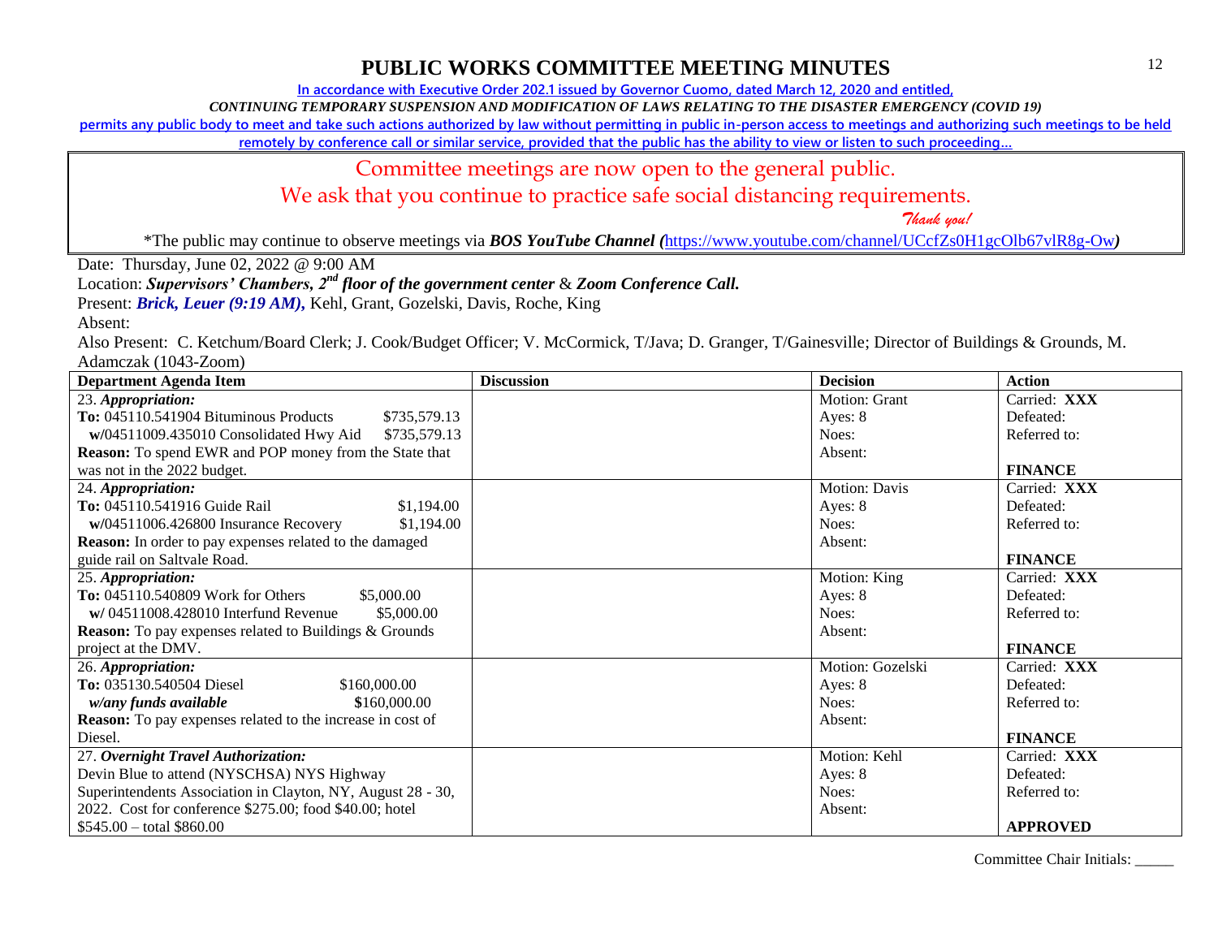# PUBLIC WORKS COMMITTEE MEETING MINUTES

**In accordance with Executive Order 202.1 issued by Governor Cuomo, dated March 12, 2020 and entitled,**

***CONTINUING TEMPORARY SUSPENSION AND MODIFICATION OF LAWS RELATING TO THE DISASTER EMERGENCY (COVID 19)***

**permits any public body to meet and take such actions authorized by law without permitting in public in-person access to meetings and authorizing such meetings to be held remotely by conference call or similar service, provided that the public has the ability to view or listen to such proceeding…**

Committee meetings are now open to the general public.
We ask that you continue to practice safe social distancing requirements.
*Thank you!*

*The public may continue to observe meetings via ***BOS YouTube Channel (***https://www.youtube.com/channel/UCcfZs0H1gcOlb67vlR8g-Ow***)***

Date: Thursday, June 02, 2022 @ 9:00 AM

Location: ***Supervisors' Chambers, 2nd floor of the government center*** & ***Zoom Conference Call.***

Present: ***Brick, Leuer (9:19 AM),*** Kehl, Grant, Gozelski, Davis, Roche, King

Absent:

Also Present: C. Ketchum/Board Clerk; J. Cook/Budget Officer; V. McCormick, T/Java; D. Granger, T/Gainesville; Director of Buildings & Grounds, M. Adamczak (1043-Zoom)

| Department Agenda Item | Discussion | Decision | Action |
|---|---|---|---|
| 23. ***Appropriation:***<br>**To:** 045110.541904 Bituminous Products $735,579.13<br>**w/**04511009.435010 Consolidated Hwy Aid $735,579.13<br>**Reason:** To spend EWR and POP money from the State that was not in the 2022 budget. | | Motion: Grant<br>Ayes: 8<br>Noes:<br>Absent: | Carried: **XXX**<br>Defeated:<br>Referred to:<br>**FINANCE** |
| 24. ***Appropriation:***<br>**To:** 045110.541916 Guide Rail $1,194.00<br>**w/**04511006.426800 Insurance Recovery $1,194.00<br>**Reason:** In order to pay expenses related to the damaged guide rail on Saltvale Road. | | Motion: Davis<br>Ayes: 8<br>Noes:<br>Absent: | Carried: **XXX**<br>Defeated:<br>Referred to:<br>**FINANCE** |
| 25. ***Appropriation:***<br>**To:** 045110.540809 Work for Others $5,000.00<br>**w/** 04511008.428010 Interfund Revenue $5,000.00<br>**Reason:** To pay expenses related to Buildings & Grounds project at the DMV. | | Motion: King<br>Ayes: 8<br>Noes:<br>Absent: | Carried: **XXX**<br>Defeated:<br>Referred to:<br>**FINANCE** |
| 26. ***Appropriation:***<br>**To:** 035130.540504 Diesel $160,000.00<br>***w/any funds available*** $160,000.00<br>**Reason:** To pay expenses related to the increase in cost of Diesel. | | Motion: Gozelski<br>Ayes: 8<br>Noes:<br>Absent: | Carried: **XXX**<br>Defeated:<br>Referred to:<br>**FINANCE** |
| 27. ***Overnight Travel Authorization:***<br>Devin Blue to attend (NYSCHSA) NYS Highway Superintendents Association in Clayton, NY, August 28 - 30, 2022. Cost for conference $275.00; food $40.00; hotel $545.00 – total $860.00 | | Motion: Kehl<br>Ayes: 8<br>Noes:<br>Absent: | Carried: **XXX**<br>Defeated:<br>Referred to:<br>**APPROVED** |

Committee Chair Initials: _____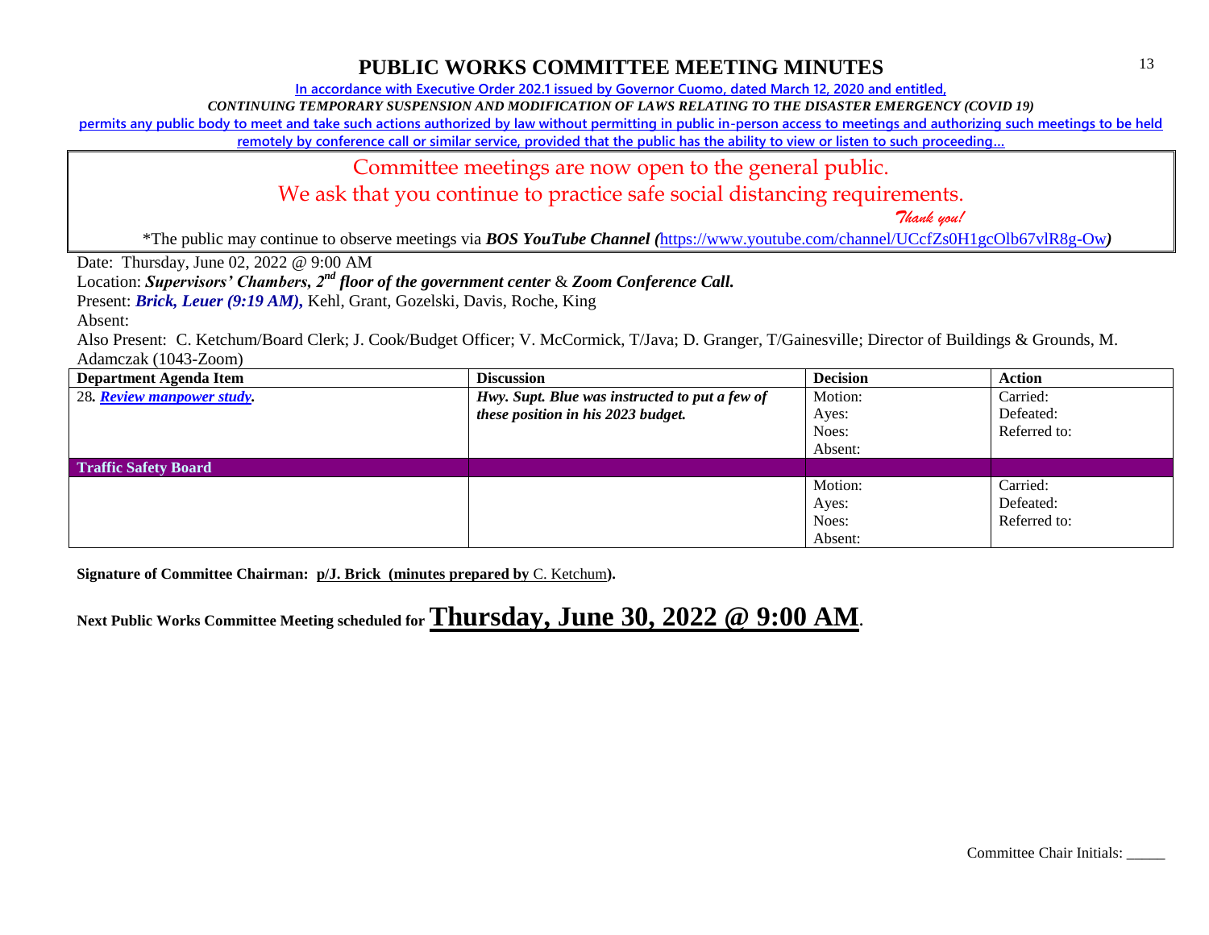# PUBLIC WORKS COMMITTEE MEETING MINUTES

**In accordance with Executive Order 202.1 issued by Governor Cuomo, dated March 12, 2020 and entitled,**

***CONTINUING TEMPORARY SUSPENSION AND MODIFICATION OF LAWS RELATING TO THE DISASTER EMERGENCY (COVID 19)***

**permits any public body to meet and take such actions authorized by law without permitting in public in-person access to meetings and authorizing such meetings to be held remotely by conference call or similar service, provided that the public has the ability to view or listen to such proceeding…**

Committee meetings are now open to the general public.

We ask that you continue to practice safe social distancing requirements.

*Thank you!*

*The public may continue to observe meetings via ***BOS YouTube Channel (***https://www.youtube.com/channel/UCcfZs0H1gcOlb67vlR8g-Ow***)***

Date: Thursday, June 02, 2022 @ 9:00 AM

Location: ***Supervisors' Chambers, 2nd floor of the government center*** & ***Zoom Conference Call.***

Present: ***Brick, Leuer (9:19 AM),*** Kehl, Grant, Gozelski, Davis, Roche, King

Absent:

Also Present: C. Ketchum/Board Clerk; J. Cook/Budget Officer; V. McCormick, T/Java; D. Granger, T/Gainesville; Director of Buildings & Grounds, M. Adamczak (1043-Zoom)

| Department Agenda Item | Discussion | Decision | Action |
|---|---|---|---|
| 28. ***Review manpower study.*** | ***Hwy. Supt. Blue was instructed to put a few of these position in his 2023 budget.*** | Motion:<br>Ayes:<br>Noes:<br>Absent: | Carried:<br>Defeated:<br>Referred to: |
| **Traffic Safety Board** | | | |
| | | Motion:<br>Ayes:<br>Noes:<br>Absent: | Carried:<br>Defeated:<br>Referred to: |

**Signature of Committee Chairman: p/J. Brick (minutes prepared by C. Ketchum).**

**Next Public Works Committee Meeting scheduled for Thursday, June 30, 2022 @ 9:00 AM.**

Committee Chair Initials: _____